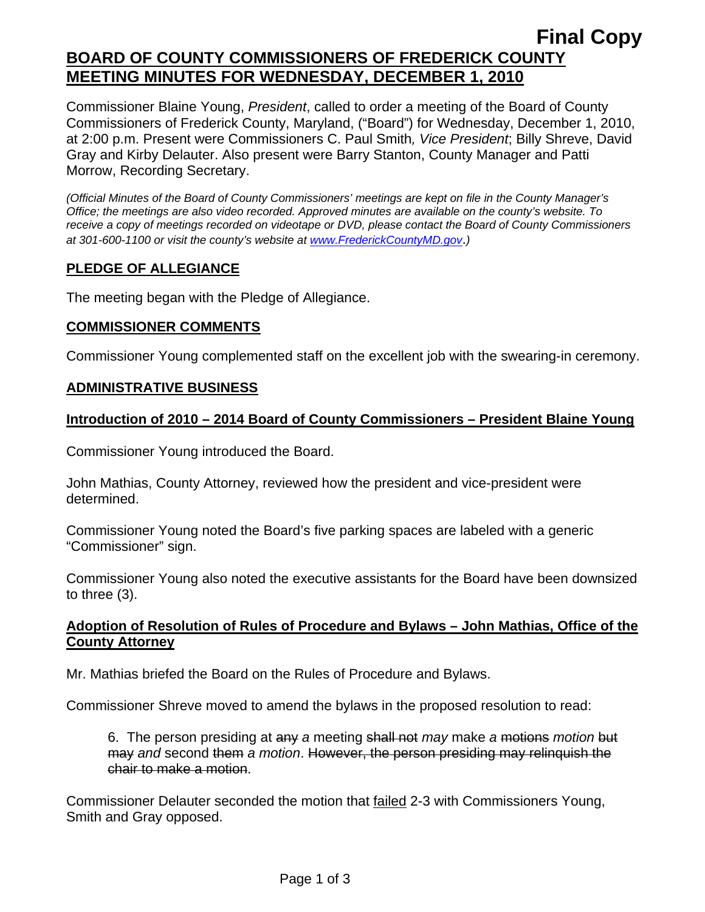# Final Copy

## BOARD OF COUNTY COMMISSIONERS OF FREDERICK COUNTY MEETING MINUTES FOR WEDNESDAY, DECEMBER 1, 2010

Commissioner Blaine Young, *President*, called to order a meeting of the Board of County Commissioners of Frederick County, Maryland, ("Board") for Wednesday, December 1, 2010, at 2:00 p.m. Present were Commissioners C. Paul Smith*, Vice President*; Billy Shreve, David Gray and Kirby Delauter. Also present were Barry Stanton, County Manager and Patti Morrow, Recording Secretary.

*(Official Minutes of the Board of County Commissioners' meetings are kept on file in the County Manager's Office; the meetings are also video recorded. Approved minutes are available on the county's website. To receive a copy of meetings recorded on videotape or DVD, please contact the Board of County Commissioners at 301-600-1100 or visit the county's website at www.FrederickCountyMD.gov.)*

## PLEDGE OF ALLEGIANCE

The meeting began with the Pledge of Allegiance.

## COMMISSIONER COMMENTS

Commissioner Young complemented staff on the excellent job with the swearing-in ceremony.

## ADMINISTRATIVE BUSINESS

### Introduction of 2010 – 2014 Board of County Commissioners – President Blaine Young

Commissioner Young introduced the Board.

John Mathias, County Attorney, reviewed how the president and vice-president were determined.

Commissioner Young noted the Board's five parking spaces are labeled with a generic "Commissioner" sign.

Commissioner Young also noted the executive assistants for the Board have been downsized to three (3).

### Adoption of Resolution of Rules of Procedure and Bylaws – John Mathias, Office of the County Attorney

Mr. Mathias briefed the Board on the Rules of Procedure and Bylaws.

Commissioner Shreve moved to amend the bylaws in the proposed resolution to read:

> 6. The person presiding at ~~any~~ *a* meeting ~~shall not~~ *may* make *a* ~~motions~~ *motion* ~~but may~~ *and* second ~~them~~ *a motion*. ~~However, the person presiding may relinquish the chair to make a motion~~.

Commissioner Delauter seconded the motion that failed 2-3 with Commissioners Young, Smith and Gray opposed.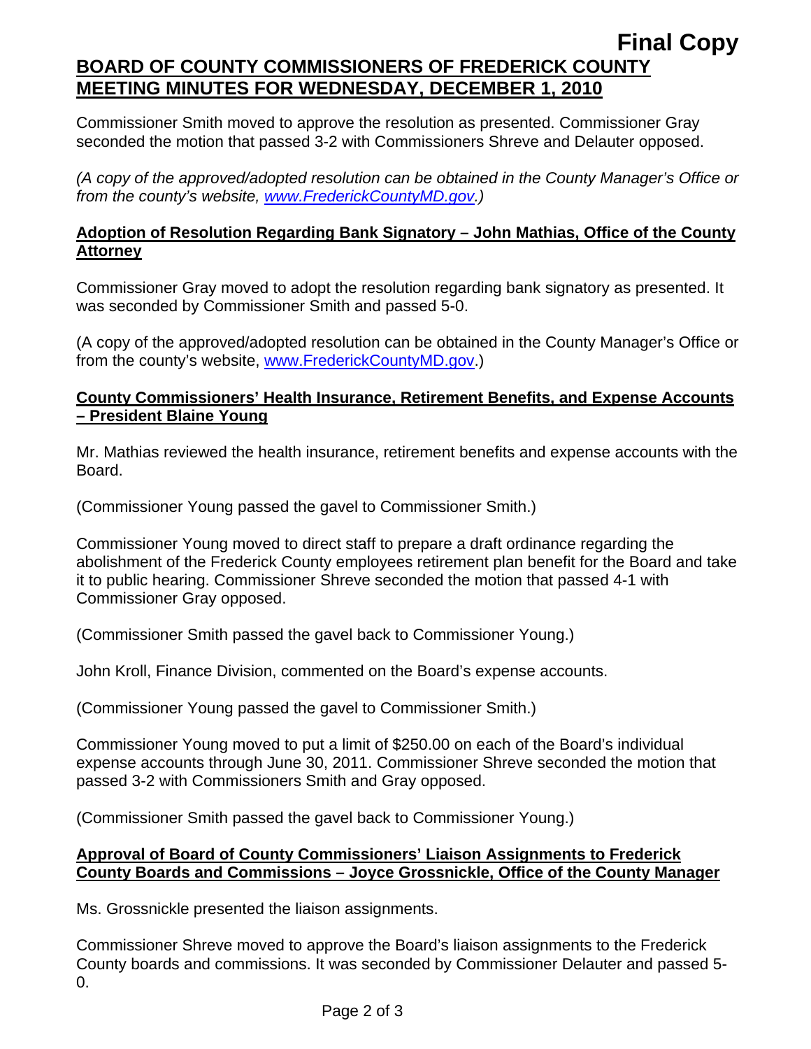Commissioner Smith moved to approve the resolution as presented. Commissioner Gray seconded the motion that passed 3-2 with Commissioners Shreve and Delauter opposed.

*(A copy of the approved/adopted resolution can be obtained in the County Manager's Office or from the county's website, www.FrederickCountyMD.gov.)*

**Adoption of Resolution Regarding Bank Signatory – John Mathias, Office of the County Attorney**

Commissioner Gray moved to adopt the resolution regarding bank signatory as presented. It was seconded by Commissioner Smith and passed 5-0.

(A copy of the approved/adopted resolution can be obtained in the County Manager's Office or from the county's website, www.FrederickCountyMD.gov.)

**County Commissioners' Health Insurance, Retirement Benefits, and Expense Accounts – President Blaine Young**

Mr. Mathias reviewed the health insurance, retirement benefits and expense accounts with the Board.

(Commissioner Young passed the gavel to Commissioner Smith.)

Commissioner Young moved to direct staff to prepare a draft ordinance regarding the abolishment of the Frederick County employees retirement plan benefit for the Board and take it to public hearing. Commissioner Shreve seconded the motion that passed 4-1 with Commissioner Gray opposed.

(Commissioner Smith passed the gavel back to Commissioner Young.)

John Kroll, Finance Division, commented on the Board's expense accounts.

(Commissioner Young passed the gavel to Commissioner Smith.)

Commissioner Young moved to put a limit of $250.00 on each of the Board's individual expense accounts through June 30, 2011. Commissioner Shreve seconded the motion that passed 3-2 with Commissioners Smith and Gray opposed.

(Commissioner Smith passed the gavel back to Commissioner Young.)

**Approval of Board of County Commissioners' Liaison Assignments to Frederick County Boards and Commissions – Joyce Grossnickle, Office of the County Manager**

Ms. Grossnickle presented the liaison assignments.

Commissioner Shreve moved to approve the Board's liaison assignments to the Frederick County boards and commissions. It was seconded by Commissioner Delauter and passed 5-0.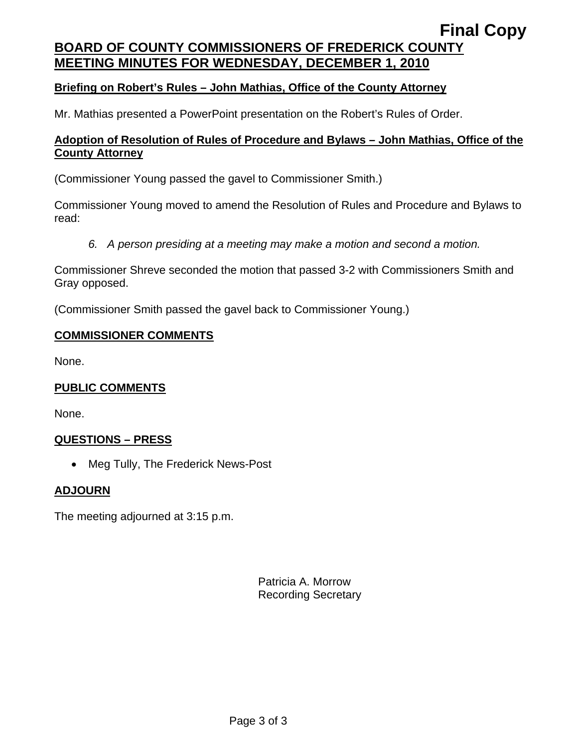# BOARD OF COUNTY COMMISSIONERS OF FREDERICK COUNTY MEETING MINUTES FOR WEDNESDAY, DECEMBER 1, 2010

**Final Copy**

### Briefing on Robert's Rules – John Mathias, Office of the County Attorney

Mr. Mathias presented a PowerPoint presentation on the Robert's Rules of Order.

### Adoption of Resolution of Rules of Procedure and Bylaws – John Mathias, Office of the County Attorney

(Commissioner Young passed the gavel to Commissioner Smith.)

Commissioner Young moved to amend the Resolution of Rules and Procedure and Bylaws to read:

> *6. A person presiding at a meeting may make a motion and second a motion.*

Commissioner Shreve seconded the motion that passed 3-2 with Commissioners Smith and Gray opposed.

(Commissioner Smith passed the gavel back to Commissioner Young.)

## COMMISSIONER COMMENTS

None.

## PUBLIC COMMENTS

None.

## QUESTIONS – PRESS

- Meg Tully, The Frederick News-Post

## ADJOURN

The meeting adjourned at 3:15 p.m.

Patricia A. Morrow
Recording Secretary